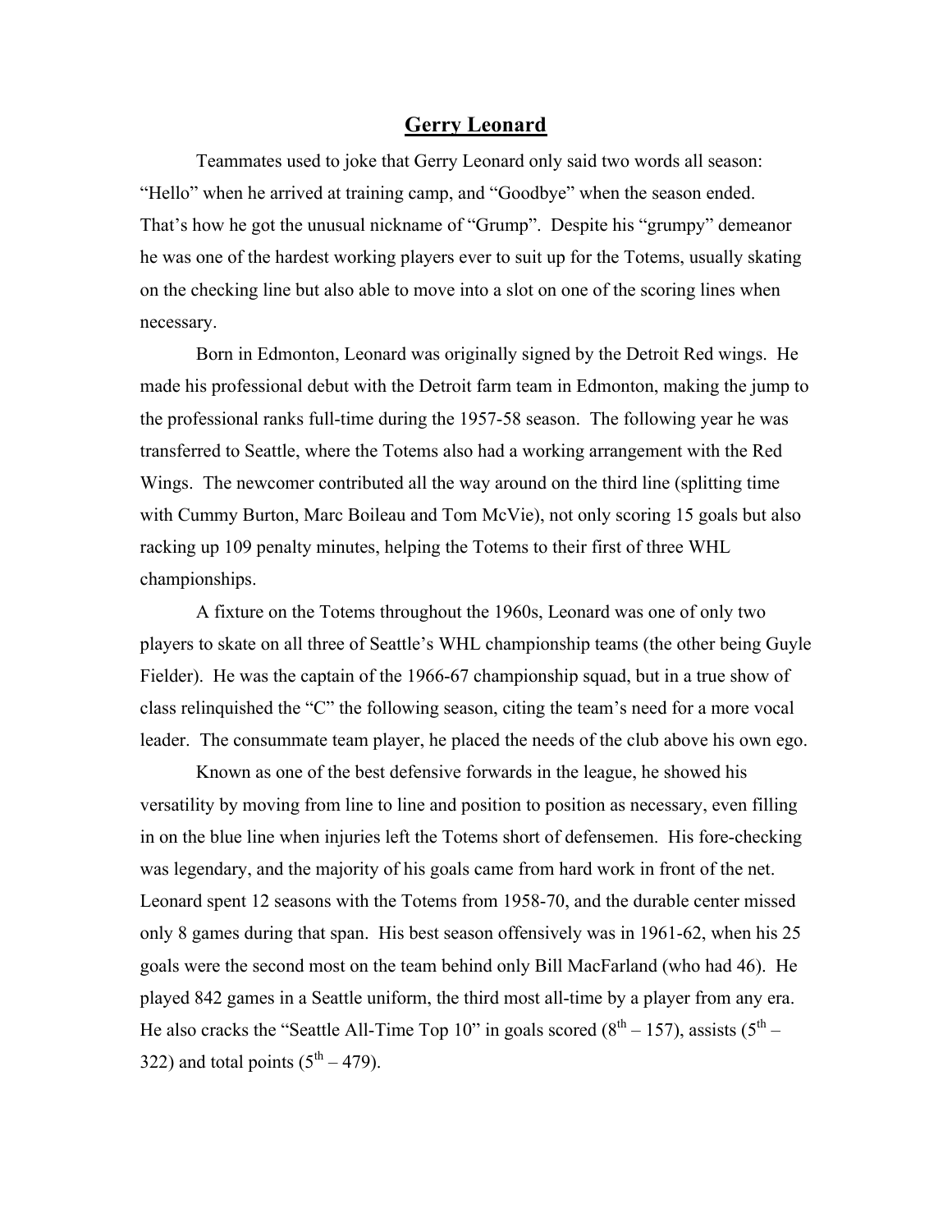# Gerry Leonard

Teammates used to joke that Gerry Leonard only said two words all season: "Hello" when he arrived at training camp, and "Goodbye" when the season ended. That's how he got the unusual nickname of "Grump". Despite his "grumpy" demeanor he was one of the hardest working players ever to suit up for the Totems, usually skating on the checking line but also able to move into a slot on one of the scoring lines when necessary.

Born in Edmonton, Leonard was originally signed by the Detroit Red wings. He made his professional debut with the Detroit farm team in Edmonton, making the jump to the professional ranks full-time during the 1957-58 season. The following year he was transferred to Seattle, where the Totems also had a working arrangement with the Red Wings. The newcomer contributed all the way around on the third line (splitting time with Cummy Burton, Marc Boileau and Tom McVie), not only scoring 15 goals but also racking up 109 penalty minutes, helping the Totems to their first of three WHL championships.

A fixture on the Totems throughout the 1960s, Leonard was one of only two players to skate on all three of Seattle's WHL championship teams (the other being Guyle Fielder). He was the captain of the 1966-67 championship squad, but in a true show of class relinquished the "C" the following season, citing the team's need for a more vocal leader. The consummate team player, he placed the needs of the club above his own ego.

Known as one of the best defensive forwards in the league, he showed his versatility by moving from line to line and position to position as necessary, even filling in on the blue line when injuries left the Totems short of defensemen. His fore-checking was legendary, and the majority of his goals came from hard work in front of the net. Leonard spent 12 seasons with the Totems from 1958-70, and the durable center missed only 8 games during that span. His best season offensively was in 1961-62, when his 25 goals were the second most on the team behind only Bill MacFarland (who had 46). He played 842 games in a Seattle uniform, the third most all-time by a player from any era. He also cracks the "Seattle All-Time Top 10" in goals scored (8th – 157), assists (5th – 322) and total points (5th – 479).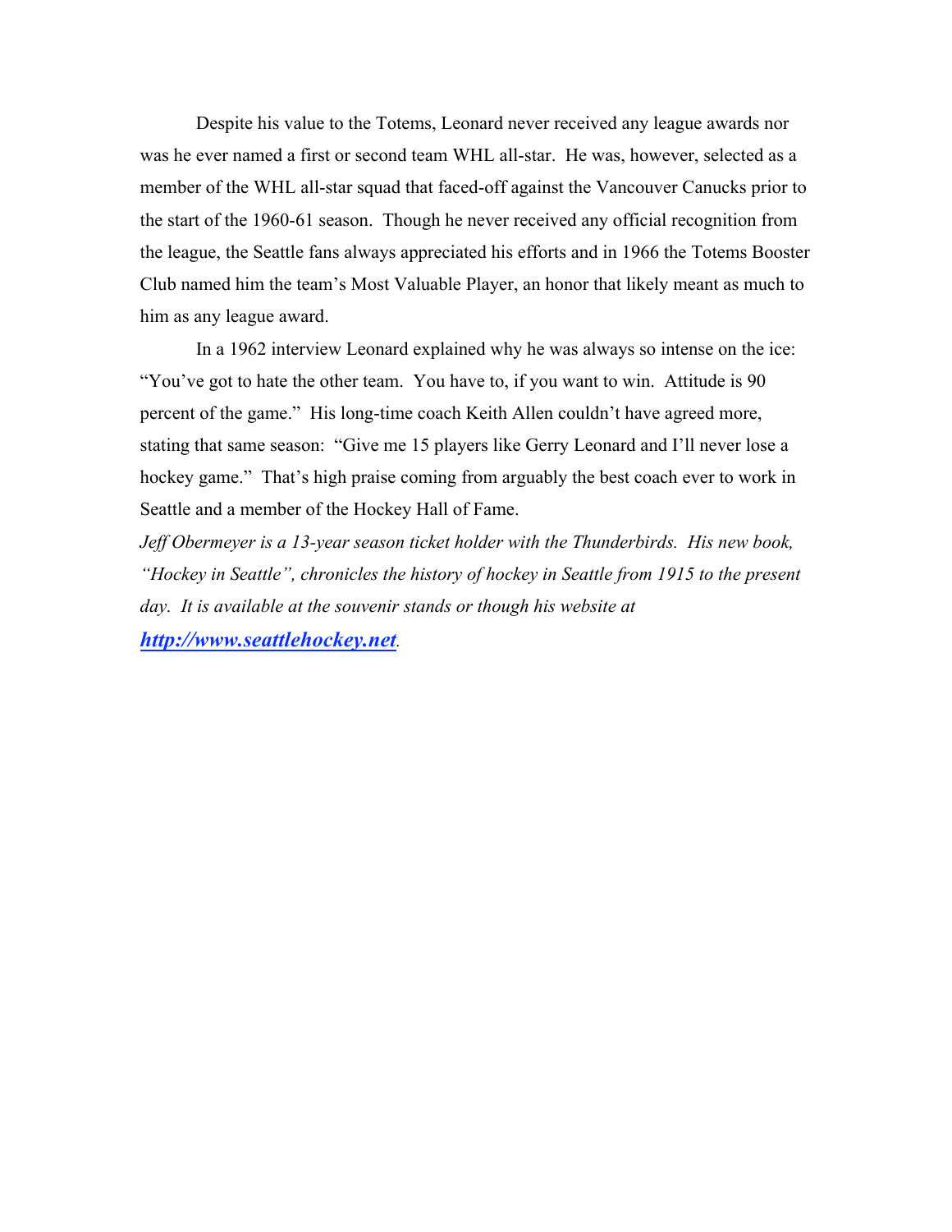Despite his value to the Totems, Leonard never received any league awards nor was he ever named a first or second team WHL all-star. He was, however, selected as a member of the WHL all-star squad that faced-off against the Vancouver Canucks prior to the start of the 1960-61 season. Though he never received any official recognition from the league, the Seattle fans always appreciated his efforts and in 1966 the Totems Booster Club named him the team's Most Valuable Player, an honor that likely meant as much to him as any league award.

In a 1962 interview Leonard explained why he was always so intense on the ice: "You've got to hate the other team. You have to, if you want to win. Attitude is 90 percent of the game." His long-time coach Keith Allen couldn't have agreed more, stating that same season: "Give me 15 players like Gerry Leonard and I'll never lose a hockey game." That's high praise coming from arguably the best coach ever to work in Seattle and a member of the Hockey Hall of Fame.

*Jeff Obermeyer is a 13-year season ticket holder with the Thunderbirds. His new book, "Hockey in Seattle", chronicles the history of hockey in Seattle from 1915 to the present day. It is available at the souvenir stands or though his website at* ***[http://www.seattlehockey.net](http://www.seattlehockey.net)****.*